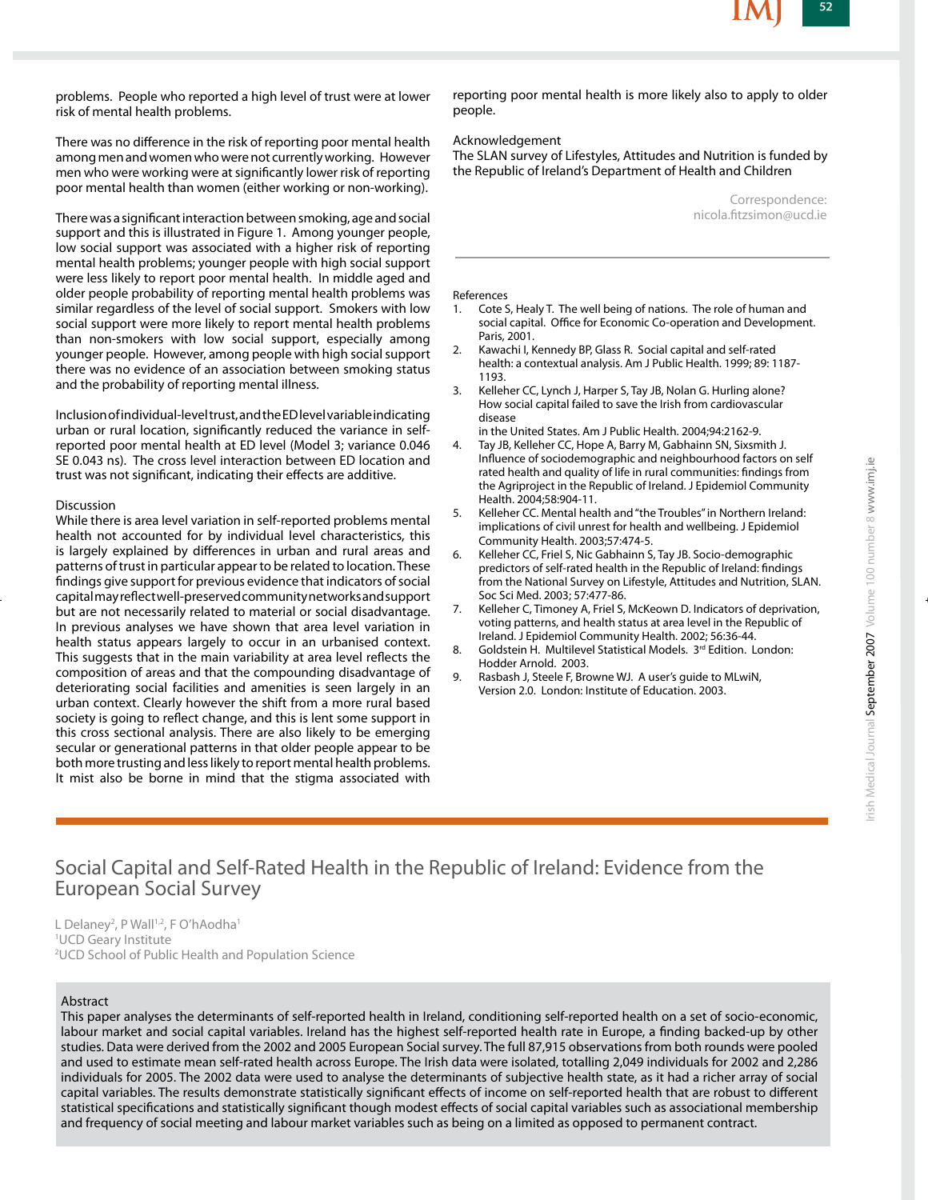problems. People who reported a high level of trust were at lower risk of mental health problems.

There was no difference in the risk of reporting poor mental health among men and women who were not currently working. However men who were working were at significantly lower risk of reporting poor mental health than women (either working or non-working).

There was a significant interaction between smoking, age and social support and this is illustrated in Figure 1. Among younger people, low social support was associated with a higher risk of reporting mental health problems; younger people with high social support were less likely to report poor mental health. In middle aged and older people probability of reporting mental health problems was similar regardless of the level of social support. Smokers with low social support were more likely to report mental health problems than non-smokers with low social support, especially among younger people. However, among people with high social support there was no evidence of an association between smoking status and the probability of reporting mental illness.

Inclusion of individual-level trust, and the ED level variable indicating urban or rural location, significantly reduced the variance in self-reported poor mental health at ED level (Model 3; variance 0.046 SE 0.043 ns). The cross level interaction between ED location and trust was not significant, indicating their effects are additive.

## Discussion

While there is area level variation in self-reported problems mental health not accounted for by individual level characteristics, this is largely explained by differences in urban and rural areas and patterns of trust in particular appear to be related to location. These findings give support for previous evidence that indicators of social capital may reflect well-preserved community networks and support but are not necessarily related to material or social disadvantage. In previous analyses we have shown that area level variation in health status appears largely to occur in an urbanised context. This suggests that in the main variability at area level reflects the composition of areas and that the compounding disadvantage of deteriorating social facilities and amenities is seen largely in an urban context. Clearly however the shift from a more rural based society is going to reflect change, and this is lent some support in this cross sectional analysis. There are also likely to be emerging secular or generational patterns in that older people appear to be both more trusting and less likely to report mental health problems. It mist also be borne in mind that the stigma associated with reporting poor mental health is more likely also to apply to older people.

## Acknowledgement

The SLAN survey of Lifestyles, Attitudes and Nutrition is funded by the Republic of Ireland's Department of Health and Children

Correspondence:
nicola.fitzsimon@ucd.ie

## References

1. Cote S, Healy T. The well being of nations. The role of human and social capital. Office for Economic Co-operation and Development. Paris, 2001.
2. Kawachi I, Kennedy BP, Glass R. Social capital and self-rated health: a contextual analysis. Am J Public Health. 1999; 89: 1187-1193.
3. Kelleher CC, Lynch J, Harper S, Tay JB, Nolan G. Hurling alone? How social capital failed to save the Irish from cardiovascular disease in the United States. Am J Public Health. 2004;94:2162-9.
4. Tay JB, Kelleher CC, Hope A, Barry M, Gabhainn SN, Sixsmith J. Influence of sociodemographic and neighbourhood factors on self rated health and quality of life in rural communities: findings from the Agriproject in the Republic of Ireland. J Epidemiol Community Health. 2004;58:904-11.
5. Kelleher CC. Mental health and "the Troubles" in Northern Ireland: implications of civil unrest for health and wellbeing. J Epidemiol Community Health. 2003;57:474-5.
6. Kelleher CC, Friel S, Nic Gabhainn S, Tay JB. Socio-demographic predictors of self-rated health in the Republic of Ireland: findings from the National Survey on Lifestyle, Attitudes and Nutrition, SLAN. Soc Sci Med. 2003; 57:477-86.
7. Kelleher C, Timoney A, Friel S, McKeown D. Indicators of deprivation, voting patterns, and health status at area level in the Republic of Ireland. J Epidemiol Community Health. 2002; 56:36-44.
8. Goldstein H. Multilevel Statistical Models. 3rd Edition. London: Hodder Arnold. 2003.
9. Rasbash J, Steele F, Browne WJ. A user's guide to MLwiN, Version 2.0. London: Institute of Education. 2003.

# Social Capital and Self-Rated Health in the Republic of Ireland: Evidence from the European Social Survey

L Delaney[2], P Wall[1,2], F O'hAodha[1]
[1]UCD Geary Institute
[2]UCD School of Public Health and Population Science

## Abstract

This paper analyses the determinants of self-reported health in Ireland, conditioning self-reported health on a set of socio-economic, labour market and social capital variables. Ireland has the highest self-reported health rate in Europe, a finding backed-up by other studies. Data were derived from the 2002 and 2005 European Social survey. The full 87,915 observations from both rounds were pooled and used to estimate mean self-rated health across Europe. The Irish data were isolated, totalling 2,049 individuals for 2002 and 2,286 individuals for 2005. The 2002 data were used to analyse the determinants of subjective health state, as it had a richer array of social capital variables. The results demonstrate statistically significant effects of income on self-reported health that are robust to different statistical specifications and statistically significant though modest effects of social capital variables such as associational membership and frequency of social meeting and labour market variables such as being on a limited as opposed to permanent contract.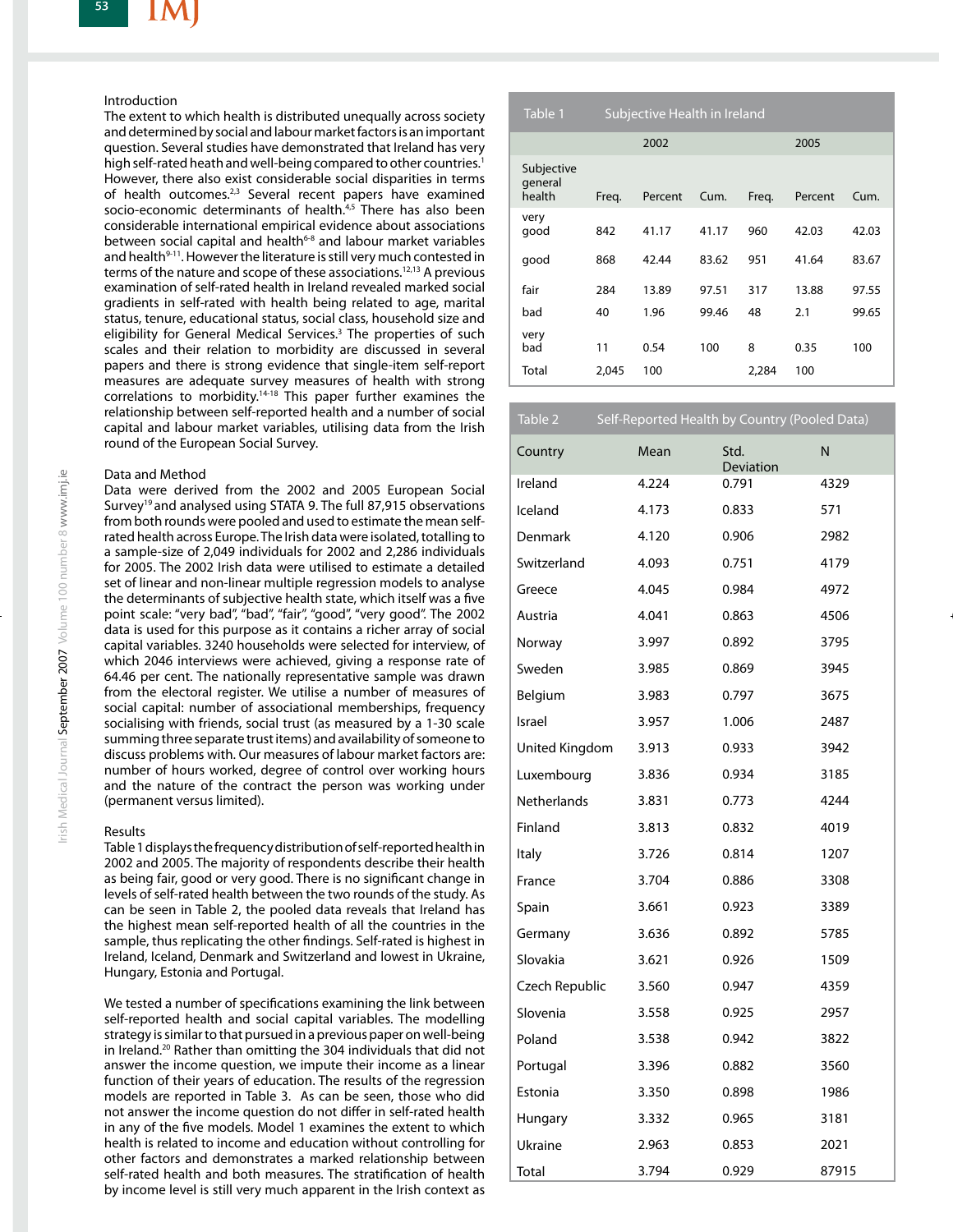## Introduction

The extent to which health is distributed unequally across society and determined by social and labour market factors is an important question. Several studies have demonstrated that Ireland has very high self-rated heath and well-being compared to other countries.[1] However, there also exist considerable social disparities in terms of health outcomes.[2,3] Several recent papers have examined socio-economic determinants of health.[4,5] There has also been considerable international empirical evidence about associations between social capital and health[6-8] and labour market variables and health[9-11]. However the literature is still very much contested in terms of the nature and scope of these associations.[12,13] A previous examination of self-rated health in Ireland revealed marked social gradients in self-rated with health being related to age, marital status, tenure, educational status, social class, household size and eligibility for General Medical Services.[3] The properties of such scales and their relation to morbidity are discussed in several papers and there is strong evidence that single-item self-report measures are adequate survey measures of health with strong correlations to morbidity.[14-18] This paper further examines the relationship between self-reported health and a number of social capital and labour market variables, utilising data from the Irish round of the European Social Survey.

## Data and Method

Data were derived from the 2002 and 2005 European Social Survey[19] and analysed using STATA 9. The full 87,915 observations from both rounds were pooled and used to estimate the mean self-rated health across Europe. The Irish data were isolated, totalling to a sample-size of 2,049 individuals for 2002 and 2,286 individuals for 2005. The 2002 Irish data were utilised to estimate a detailed set of linear and non-linear multiple regression models to analyse the determinants of subjective health state, which itself was a five point scale: "very bad", "bad", "fair", "good", "very good". The 2002 data is used for this purpose as it contains a richer array of social capital variables. 3240 households were selected for interview, of which 2046 interviews were achieved, giving a response rate of 64.46 per cent. The nationally representative sample was drawn from the electoral register. We utilise a number of measures of social capital: number of associational memberships, frequency socialising with friends, social trust (as measured by a 1-30 scale summing three separate trust items) and availability of someone to discuss problems with. Our measures of labour market factors are: number of hours worked, degree of control over working hours and the nature of the contract the person was working under (permanent versus limited).

## Results

Table 1 displays the frequency distribution of self-reported health in 2002 and 2005. The majority of respondents describe their health as being fair, good or very good. There is no significant change in levels of self-rated health between the two rounds of the study. As can be seen in Table 2, the pooled data reveals that Ireland has the highest mean self-reported health of all the countries in the sample, thus replicating the other findings. Self-rated is highest in Ireland, Iceland, Denmark and Switzerland and lowest in Ukraine, Hungary, Estonia and Portugal.

We tested a number of specifications examining the link between self-reported health and social capital variables. The modelling strategy is similar to that pursued in a previous paper on well-being in Ireland.[20] Rather than omitting the 304 individuals that did not answer the income question, we impute their income as a linear function of their years of education. The results of the regression models are reported in Table 3. As can be seen, those who did not answer the income question do not differ in self-rated health in any of the five models. Model 1 examines the extent to which health is related to income and education without controlling for other factors and demonstrates a marked relationship between self-rated health and both measures. The stratification of health by income level is still very much apparent in the Irish context as

**Table 1 Subjective Health in Ireland**

| | 2002 | | | 2005 | | |
|---|---|---|---|---|---|---|
| Subjective general health | Freq. | Percent | Cum. | Freq. | Percent | Cum. |
| very good | 842 | 41.17 | 41.17 | 960 | 42.03 | 42.03 |
| good | 868 | 42.44 | 83.62 | 951 | 41.64 | 83.67 |
| fair | 284 | 13.89 | 97.51 | 317 | 13.88 | 97.55 |
| bad | 40 | 1.96 | 99.46 | 48 | 2.1 | 99.65 |
| very bad | 11 | 0.54 | 100 | 8 | 0.35 | 100 |
| Total | 2,045 | 100 | | 2,284 | 100 | |

**Table 2 Self-Reported Health by Country (Pooled Data)**

| Country | Mean | Std. Deviation | N |
|---|---|---|---|
| Ireland | 4.224 | 0.791 | 4329 |
| Iceland | 4.173 | 0.833 | 571 |
| Denmark | 4.120 | 0.906 | 2982 |
| Switzerland | 4.093 | 0.751 | 4179 |
| Greece | 4.045 | 0.984 | 4972 |
| Austria | 4.041 | 0.863 | 4506 |
| Norway | 3.997 | 0.892 | 3795 |
| Sweden | 3.985 | 0.869 | 3945 |
| Belgium | 3.983 | 0.797 | 3675 |
| Israel | 3.957 | 1.006 | 2487 |
| United Kingdom | 3.913 | 0.933 | 3942 |
| Luxembourg | 3.836 | 0.934 | 3185 |
| Netherlands | 3.831 | 0.773 | 4244 |
| Finland | 3.813 | 0.832 | 4019 |
| Italy | 3.726 | 0.814 | 1207 |
| France | 3.704 | 0.886 | 3308 |
| Spain | 3.661 | 0.923 | 3389 |
| Germany | 3.636 | 0.892 | 5785 |
| Slovakia | 3.621 | 0.926 | 1509 |
| Czech Republic | 3.560 | 0.947 | 4359 |
| Slovenia | 3.558 | 0.925 | 2957 |
| Poland | 3.538 | 0.942 | 3822 |
| Portugal | 3.396 | 0.882 | 3560 |
| Estonia | 3.350 | 0.898 | 1986 |
| Hungary | 3.332 | 0.965 | 3181 |
| Ukraine | 2.963 | 0.853 | 2021 |
| Total | 3.794 | 0.929 | 87915 |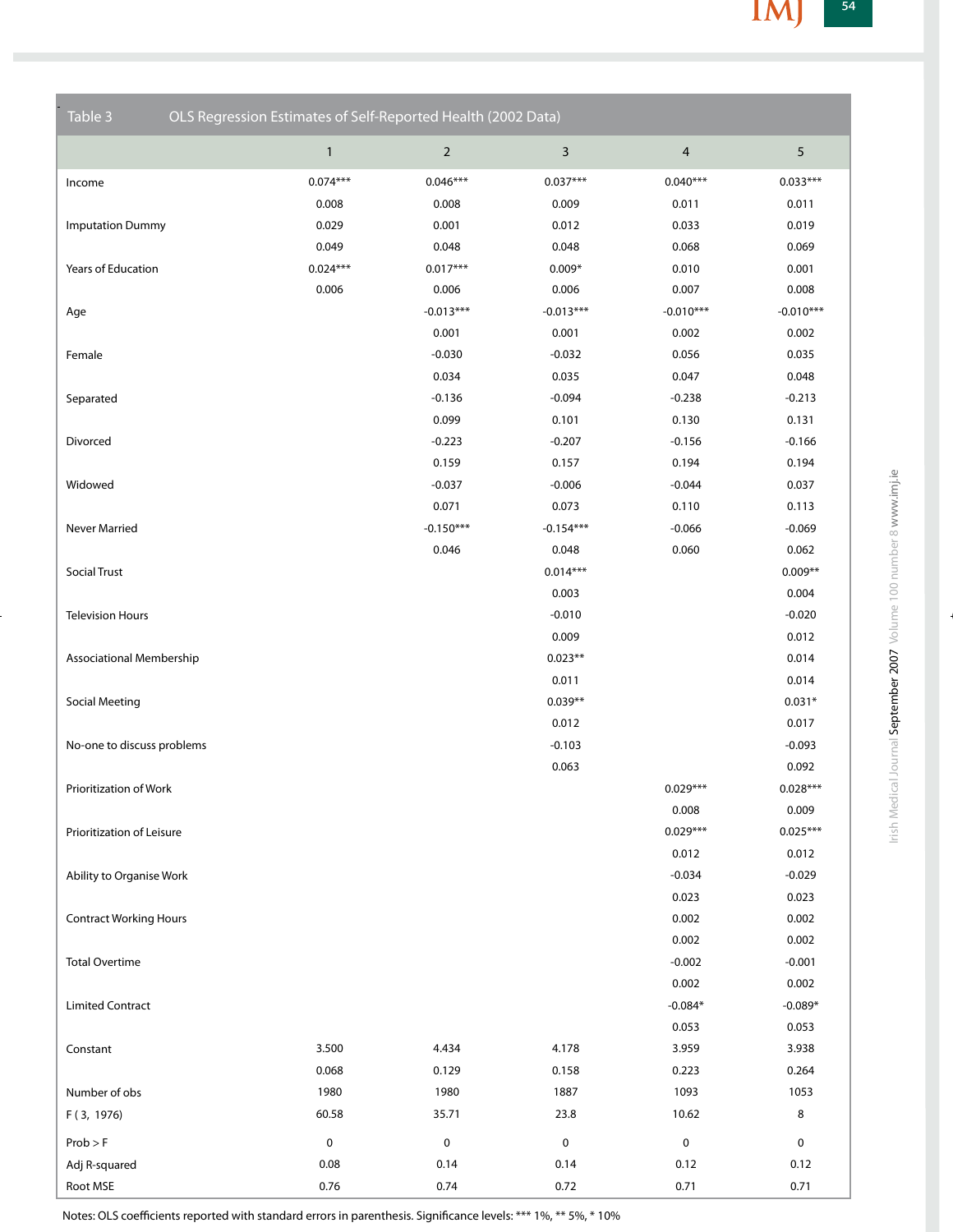Table 3 OLS Regression Estimates of Self-Reported Health (2002 Data)

| | 1 | 2 | 3 | 4 | 5 |
|---|---|---|---|---|---|
| Income | 0.074*** | 0.046*** | 0.037*** | 0.040*** | 0.033*** |
| | 0.008 | 0.008 | 0.009 | 0.011 | 0.011 |
| Imputation Dummy | 0.029 | 0.001 | 0.012 | 0.033 | 0.019 |
| | 0.049 | 0.048 | 0.048 | 0.068 | 0.069 |
| Years of Education | 0.024*** | 0.017*** | 0.009* | 0.010 | 0.001 |
| | 0.006 | 0.006 | 0.006 | 0.007 | 0.008 |
| Age | | -0.013*** | -0.013*** | -0.010*** | -0.010*** |
| | | 0.001 | 0.001 | 0.002 | 0.002 |
| Female | | -0.030 | -0.032 | 0.056 | 0.035 |
| | | 0.034 | 0.035 | 0.047 | 0.048 |
| Separated | | -0.136 | -0.094 | -0.238 | -0.213 |
| | | 0.099 | 0.101 | 0.130 | 0.131 |
| Divorced | | -0.223 | -0.207 | -0.156 | -0.166 |
| | | 0.159 | 0.157 | 0.194 | 0.194 |
| Widowed | | -0.037 | -0.006 | -0.044 | 0.037 |
| | | 0.071 | 0.073 | 0.110 | 0.113 |
| Never Married | | -0.150*** | -0.154*** | -0.066 | -0.069 |
| | | 0.046 | 0.048 | 0.060 | 0.062 |
| Social Trust | | | 0.014*** | | 0.009** |
| | | | 0.003 | | 0.004 |
| Television Hours | | | -0.010 | | -0.020 |
| | | | 0.009 | | 0.012 |
| Associational Membership | | | 0.023** | | 0.014 |
| | | | 0.011 | | 0.014 |
| Social Meeting | | | 0.039** | | 0.031* |
| | | | 0.012 | | 0.017 |
| No-one to discuss problems | | | -0.103 | | -0.093 |
| | | | 0.063 | | 0.092 |
| Prioritization of Work | | | | 0.029*** | 0.028*** |
| | | | | 0.008 | 0.009 |
| Prioritization of Leisure | | | | 0.029*** | 0.025*** |
| | | | | 0.012 | 0.012 |
| Ability to Organise Work | | | | -0.034 | -0.029 |
| | | | | 0.023 | 0.023 |
| Contract Working Hours | | | | 0.002 | 0.002 |
| | | | | 0.002 | 0.002 |
| Total Overtime | | | | -0.002 | -0.001 |
| | | | | 0.002 | 0.002 |
| Limited Contract | | | | -0.084* | -0.089* |
| | | | | 0.053 | 0.053 |
| Constant | 3.500 | 4.434 | 4.178 | 3.959 | 3.938 |
| | 0.068 | 0.129 | 0.158 | 0.223 | 0.264 |
| Number of obs | 1980 | 1980 | 1887 | 1093 | 1053 |
| F ( 3, 1976) | 60.58 | 35.71 | 23.8 | 10.62 | 8 |
| Prob > F | 0 | 0 | 0 | 0 | 0 |
| Adj R-squared | 0.08 | 0.14 | 0.14 | 0.12 | 0.12 |
| Root MSE | 0.76 | 0.74 | 0.72 | 0.71 | 0.71 |

Notes: OLS coefficients reported with standard errors in parenthesis. Significance levels: *** 1%, ** 5%, * 10%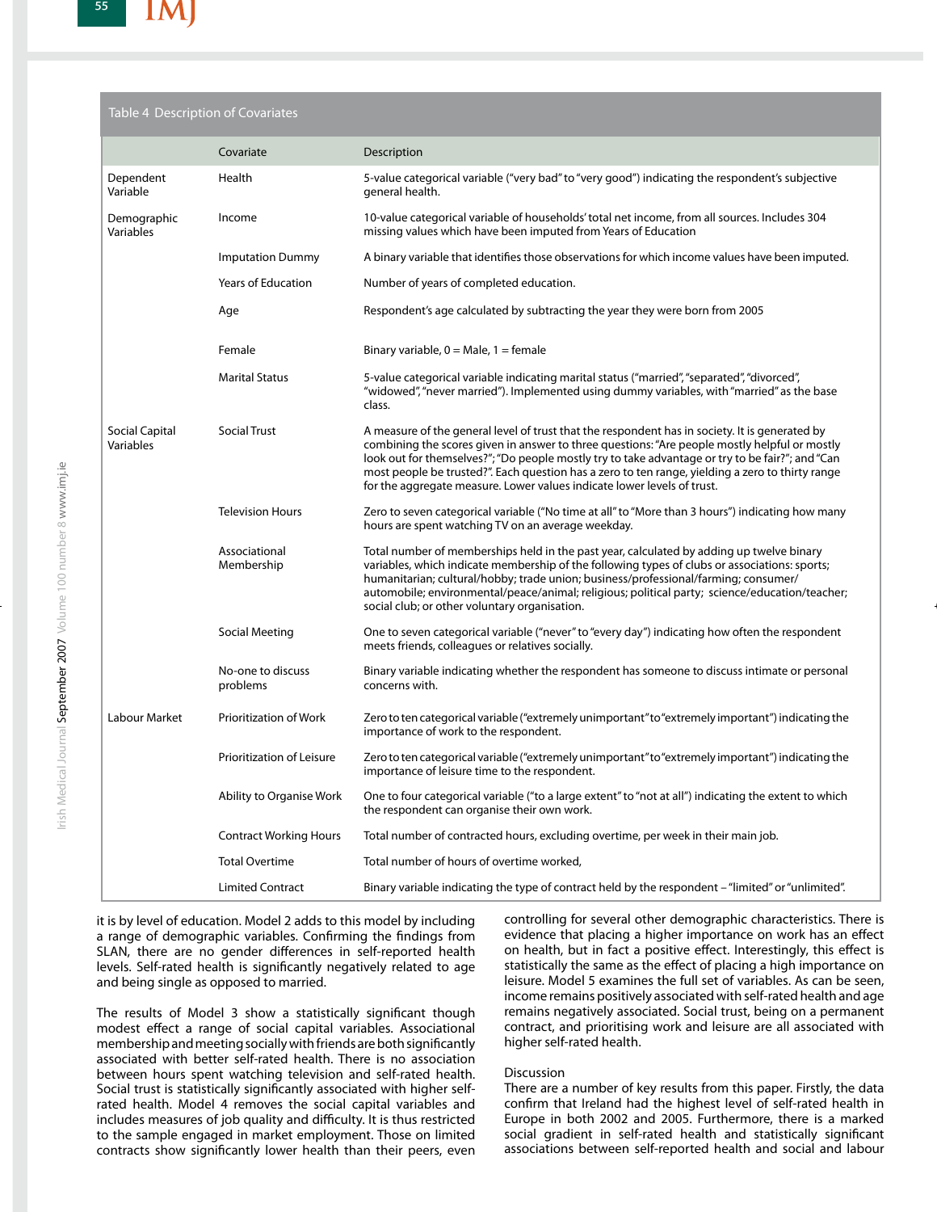Table 4 Description of Covariates

| | Covariate | Description |
|---|---|---|
| Dependent Variable | Health | 5-value categorical variable ("very bad" to "very good") indicating the respondent's subjective general health. |
| Demographic Variables | Income | 10-value categorical variable of households' total net income, from all sources. Includes 304 missing values which have been imputed from Years of Education |
| | Imputation Dummy | A binary variable that identifies those observations for which income values have been imputed. |
| | Years of Education | Number of years of completed education. |
| | Age | Respondent's age calculated by subtracting the year they were born from 2005 |
| | Female | Binary variable, 0 = Male, 1 = female |
| | Marital Status | 5-value categorical variable indicating marital status ("married", "separated", "divorced", "widowed", "never married"). Implemented using dummy variables, with "married" as the base class. |
| Social Capital Variables | Social Trust | A measure of the general level of trust that the respondent has in society. It is generated by combining the scores given in answer to three questions: "Are people mostly helpful or mostly look out for themselves?"; "Do people mostly try to take advantage or try to be fair?"; and "Can most people be trusted?". Each question has a zero to ten range, yielding a zero to thirty range for the aggregate measure. Lower values indicate lower levels of trust. |
| | Television Hours | Zero to seven categorical variable ("No time at all" to "More than 3 hours") indicating how many hours are spent watching TV on an average weekday. |
| | Associational Membership | Total number of memberships held in the past year, calculated by adding up twelve binary variables, which indicate membership of the following types of clubs or associations: sports; humanitarian; cultural/hobby; trade union; business/professional/farming; consumer/automobile; environmental/peace/animal; religious; political party; science/education/teacher; social club; or other voluntary organisation. |
| | Social Meeting | One to seven categorical variable ("never" to "every day") indicating how often the respondent meets friends, colleagues or relatives socially. |
| | No-one to discuss problems | Binary variable indicating whether the respondent has someone to discuss intimate or personal concerns with. |
| Labour Market | Prioritization of Work | Zero to ten categorical variable ("extremely unimportant" to "extremely important") indicating the importance of work to the respondent. |
| | Prioritization of Leisure | Zero to ten categorical variable ("extremely unimportant" to "extremely important") indicating the importance of leisure time to the respondent. |
| | Ability to Organise Work | One to four categorical variable ("to a large extent" to "not at all") indicating the extent to which the respondent can organise their own work. |
| | Contract Working Hours | Total number of contracted hours, excluding overtime, per week in their main job. |
| | Total Overtime | Total number of hours of overtime worked, |
| | Limited Contract | Binary variable indicating the type of contract held by the respondent – "limited" or "unlimited". |

it is by level of education. Model 2 adds to this model by including a range of demographic variables. Confirming the findings from SLAN, there are no gender differences in self-reported health levels. Self-rated health is significantly negatively related to age and being single as opposed to married.

The results of Model 3 show a statistically significant though modest effect a range of social capital variables. Associational membership and meeting socially with friends are both significantly associated with better self-rated health. There is no association between hours spent watching television and self-rated health. Social trust is statistically significantly associated with higher self-rated health. Model 4 removes the social capital variables and includes measures of job quality and difficulty. It is thus restricted to the sample engaged in market employment. Those on limited contracts show significantly lower health than their peers, even controlling for several other demographic characteristics. There is evidence that placing a higher importance on work has an effect on health, but in fact a positive effect. Interestingly, this effect is statistically the same as the effect of placing a high importance on leisure. Model 5 examines the full set of variables. As can be seen, income remains positively associated with self-rated health and age remains negatively associated. Social trust, being on a permanent contract, and prioritising work and leisure are all associated with higher self-rated health.

## Discussion

There are a number of key results from this paper. Firstly, the data confirm that Ireland had the highest level of self-rated health in Europe in both 2002 and 2005. Furthermore, there is a marked social gradient in self-rated health and statistically significant associations between self-reported health and social and labour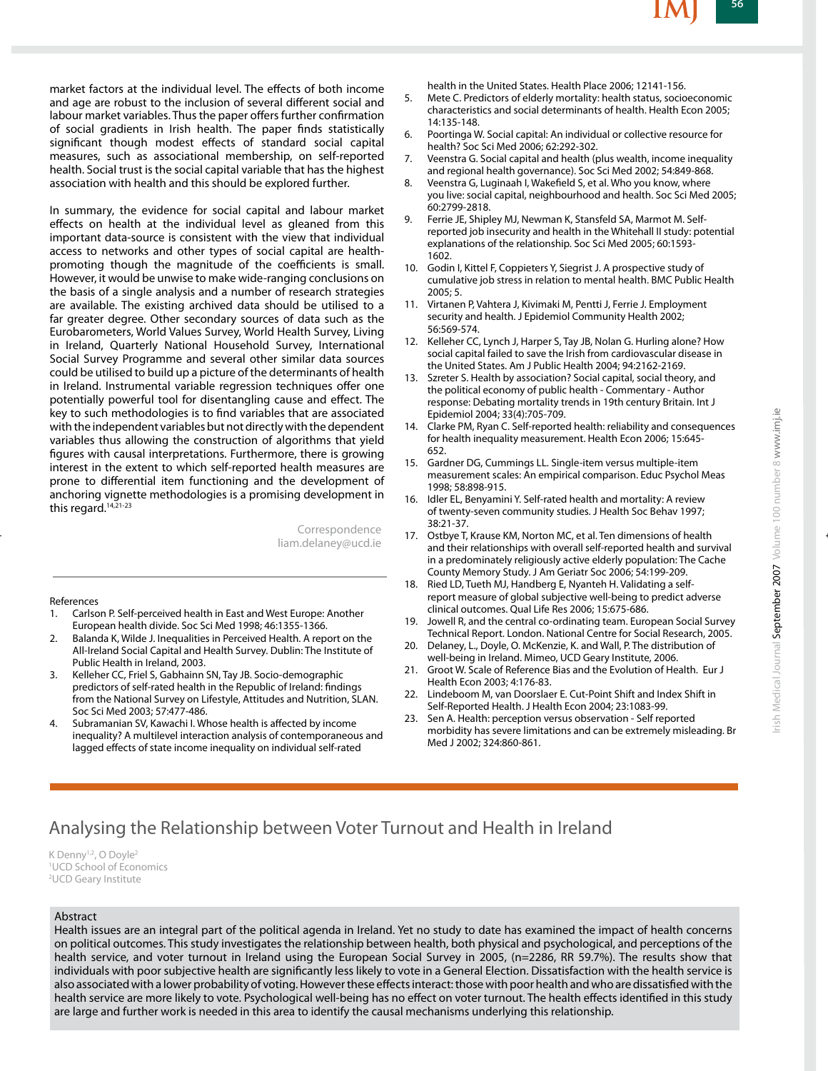market factors at the individual level. The effects of both income and age are robust to the inclusion of several different social and labour market variables. Thus the paper offers further confirmation of social gradients in Irish health. The paper finds statistically significant though modest effects of standard social capital measures, such as associational membership, on self-reported health. Social trust is the social capital variable that has the highest association with health and this should be explored further.

In summary, the evidence for social capital and labour market effects on health at the individual level as gleaned from this important data-source is consistent with the view that individual access to networks and other types of social capital are health-promoting though the magnitude of the coefficients is small. However, it would be unwise to make wide-ranging conclusions on the basis of a single analysis and a number of research strategies are available. The existing archived data should be utilised to a far greater degree. Other secondary sources of data such as the Eurobarometers, World Values Survey, World Health Survey, Living in Ireland, Quarterly National Household Survey, International Social Survey Programme and several other similar data sources could be utilised to build up a picture of the determinants of health in Ireland. Instrumental variable regression techniques offer one potentially powerful tool for disentangling cause and effect. The key to such methodologies is to find variables that are associated with the independent variables but not directly with the dependent variables thus allowing the construction of algorithms that yield figures with causal interpretations. Furthermore, there is growing interest in the extent to which self-reported health measures are prone to differential item functioning and the development of anchoring vignette methodologies is a promising development in this regard.[14,21-23]

Correspondence
liam.delaney@ucd.ie

References

1. Carlson P. Self-perceived health in East and West Europe: Another European health divide. Soc Sci Med 1998; 46:1355-1366.
2. Balanda K, Wilde J. Inequalities in Perceived Health. A report on the All-Ireland Social Capital and Health Survey. Dublin: The Institute of Public Health in Ireland, 2003.
3. Kelleher CC, Friel S, Gabhainn SN, Tay JB. Socio-demographic predictors of self-rated health in the Republic of Ireland: findings from the National Survey on Lifestyle, Attitudes and Nutrition, SLAN. Soc Sci Med 2003; 57:477-486.
4. Subramanian SV, Kawachi I. Whose health is affected by income inequality? A multilevel interaction analysis of contemporaneous and lagged effects of state income inequality on individual self-rated health in the United States. Health Place 2006; 12141-156.
5. Mete C. Predictors of elderly mortality: health status, socioeconomic characteristics and social determinants of health. Health Econ 2005; 14:135-148.
6. Poortinga W. Social capital: An individual or collective resource for health? Soc Sci Med 2006; 62:292-302.
7. Veenstra G. Social capital and health (plus wealth, income inequality and regional health governance). Soc Sci Med 2002; 54:849-868.
8. Veenstra G, Luginaah I, Wakefield S, et al. Who you know, where you live: social capital, neighbourhood and health. Soc Sci Med 2005; 60:2799-2818.
9. Ferrie JE, Shipley MJ, Newman K, Stansfeld SA, Marmot M. Self-reported job insecurity and health in the Whitehall II study: potential explanations of the relationship. Soc Sci Med 2005; 60:1593-1602.
10. Godin I, Kittel F, Coppieters Y, Siegrist J. A prospective study of cumulative job stress in relation to mental health. BMC Public Health 2005; 5.
11. Virtanen P, Vahtera J, Kivimaki M, Pentti J, Ferrie J. Employment security and health. J Epidemiol Community Health 2002; 56:569-574.
12. Kelleher CC, Lynch J, Harper S, Tay JB, Nolan G. Hurling alone? How social capital failed to save the Irish from cardiovascular disease in the United States. Am J Public Health 2004; 94:2162-2169.
13. Szreter S. Health by association? Social capital, social theory, and the political economy of public health - Commentary - Author response: Debating mortality trends in 19th century Britain. Int J Epidemiol 2004; 33(4):705-709.
14. Clarke PM, Ryan C. Self-reported health: reliability and consequences for health inequality measurement. Health Econ 2006; 15:645-652.
15. Gardner DG, Cummings LL. Single-item versus multiple-item measurement scales: An empirical comparison. Educ Psychol Meas 1998; 58:898-915.
16. Idler EL, Benyamini Y. Self-rated health and mortality: A review of twenty-seven community studies. J Health Soc Behav 1997; 38:21-37.
17. Ostbye T, Krause KM, Norton MC, et al. Ten dimensions of health and their relationships with overall self-reported health and survival in a predominately religiously active elderly population: The Cache County Memory Study. J Am Geriatr Soc 2006; 54:199-209.
18. Ried LD, Tueth MJ, Handberg E, Nyanteh H. Validating a self-report measure of global subjective well-being to predict adverse clinical outcomes. Qual Life Res 2006; 15:675-686.
19. Jowell R, and the central co-ordinating team. European Social Survey Technical Report. London. National Centre for Social Research, 2005.
20. Delaney, L., Doyle, O. McKenzie, K. and Wall, P. The distribution of well-being in Ireland. Mimeo, UCD Geary Institute, 2006.
21. Groot W. Scale of Reference Bias and the Evolution of Health. Eur J Health Econ 2003; 4:176-83.
22. Lindeboom M, van Doorslaer E. Cut-Point Shift and Index Shift in Self-Reported Health. J Health Econ 2004; 23:1083-99.
23. Sen A. Health: perception versus observation - Self reported morbidity has severe limitations and can be extremely misleading. Br Med J 2002; 324:860-861.

# Analysing the Relationship between Voter Turnout and Health in Ireland

K Denny[1,2], O Doyle[2]
[1]UCD School of Economics
[2]UCD Geary Institute

## Abstract

Health issues are an integral part of the political agenda in Ireland. Yet no study to date has examined the impact of health concerns on political outcomes. This study investigates the relationship between health, both physical and psychological, and perceptions of the health service, and voter turnout in Ireland using the European Social Survey in 2005, (n=2286, RR 59.7%). The results show that individuals with poor subjective health are significantly less likely to vote in a General Election. Dissatisfaction with the health service is also associated with a lower probability of voting. However these effects interact: those with poor health and who are dissatisfied with the health service are more likely to vote. Psychological well-being has no effect on voter turnout. The health effects identified in this study are large and further work is needed in this area to identify the causal mechanisms underlying this relationship.